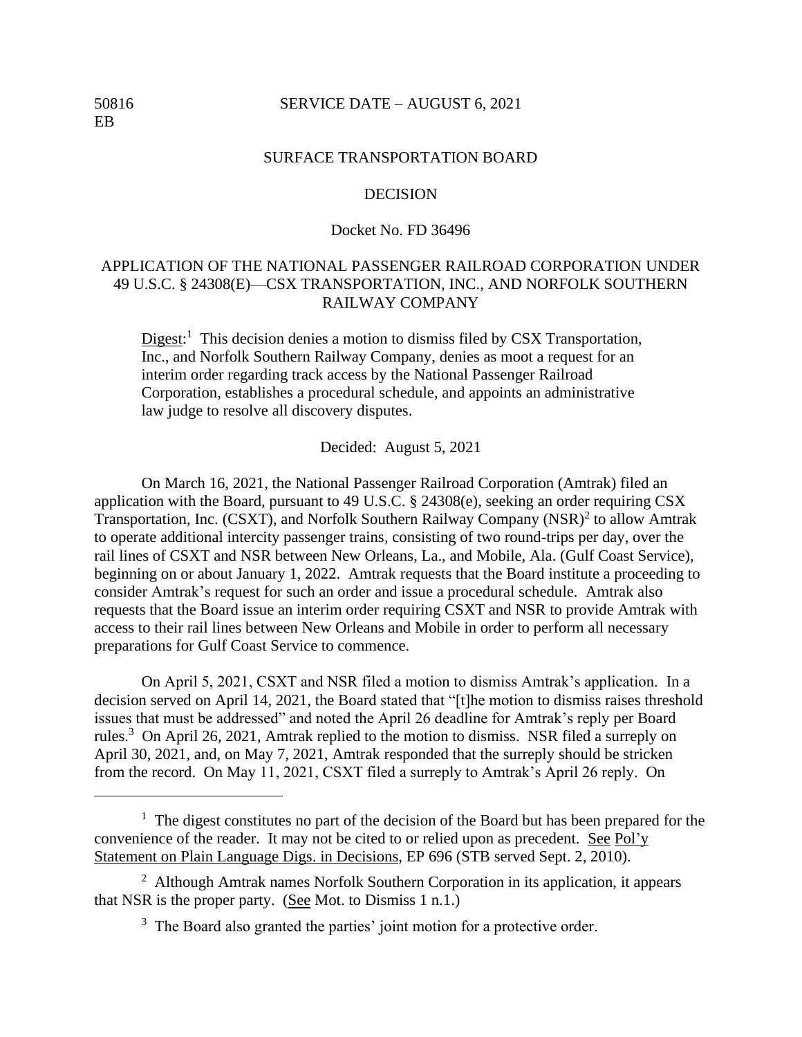50816
EB

SERVICE DATE – AUGUST 6, 2021

SURFACE TRANSPORTATION BOARD

DECISION

Docket No. FD 36496

APPLICATION OF THE NATIONAL PASSENGER RAILROAD CORPORATION UNDER 49 U.S.C. § 24308(E)—CSX TRANSPORTATION, INC., AND NORFOLK SOUTHERN RAILWAY COMPANY

Digest:[1] This decision denies a motion to dismiss filed by CSX Transportation, Inc., and Norfolk Southern Railway Company, denies as moot a request for an interim order regarding track access by the National Passenger Railroad Corporation, establishes a procedural schedule, and appoints an administrative law judge to resolve all discovery disputes.

Decided: August 5, 2021

On March 16, 2021, the National Passenger Railroad Corporation (Amtrak) filed an application with the Board, pursuant to 49 U.S.C. § 24308(e), seeking an order requiring CSX Transportation, Inc. (CSXT), and Norfolk Southern Railway Company (NSR)[2] to allow Amtrak to operate additional intercity passenger trains, consisting of two round-trips per day, over the rail lines of CSXT and NSR between New Orleans, La., and Mobile, Ala. (Gulf Coast Service), beginning on or about January 1, 2022. Amtrak requests that the Board institute a proceeding to consider Amtrak's request for such an order and issue a procedural schedule. Amtrak also requests that the Board issue an interim order requiring CSXT and NSR to provide Amtrak with access to their rail lines between New Orleans and Mobile in order to perform all necessary preparations for Gulf Coast Service to commence.

On April 5, 2021, CSXT and NSR filed a motion to dismiss Amtrak's application. In a decision served on April 14, 2021, the Board stated that "[t]he motion to dismiss raises threshold issues that must be addressed" and noted the April 26 deadline for Amtrak's reply per Board rules.[3] On April 26, 2021, Amtrak replied to the motion to dismiss. NSR filed a surreply on April 30, 2021, and, on May 7, 2021, Amtrak responded that the surreply should be stricken from the record. On May 11, 2021, CSXT filed a surreply to Amtrak's April 26 reply. On

---

[1] The digest constitutes no part of the decision of the Board but has been prepared for the convenience of the reader. It may not be cited to or relied upon as precedent. See Pol'y Statement on Plain Language Digs. in Decisions, EP 696 (STB served Sept. 2, 2010).

[2] Although Amtrak names Norfolk Southern Corporation in its application, it appears that NSR is the proper party. (See Mot. to Dismiss 1 n.1.)

[3] The Board also granted the parties' joint motion for a protective order.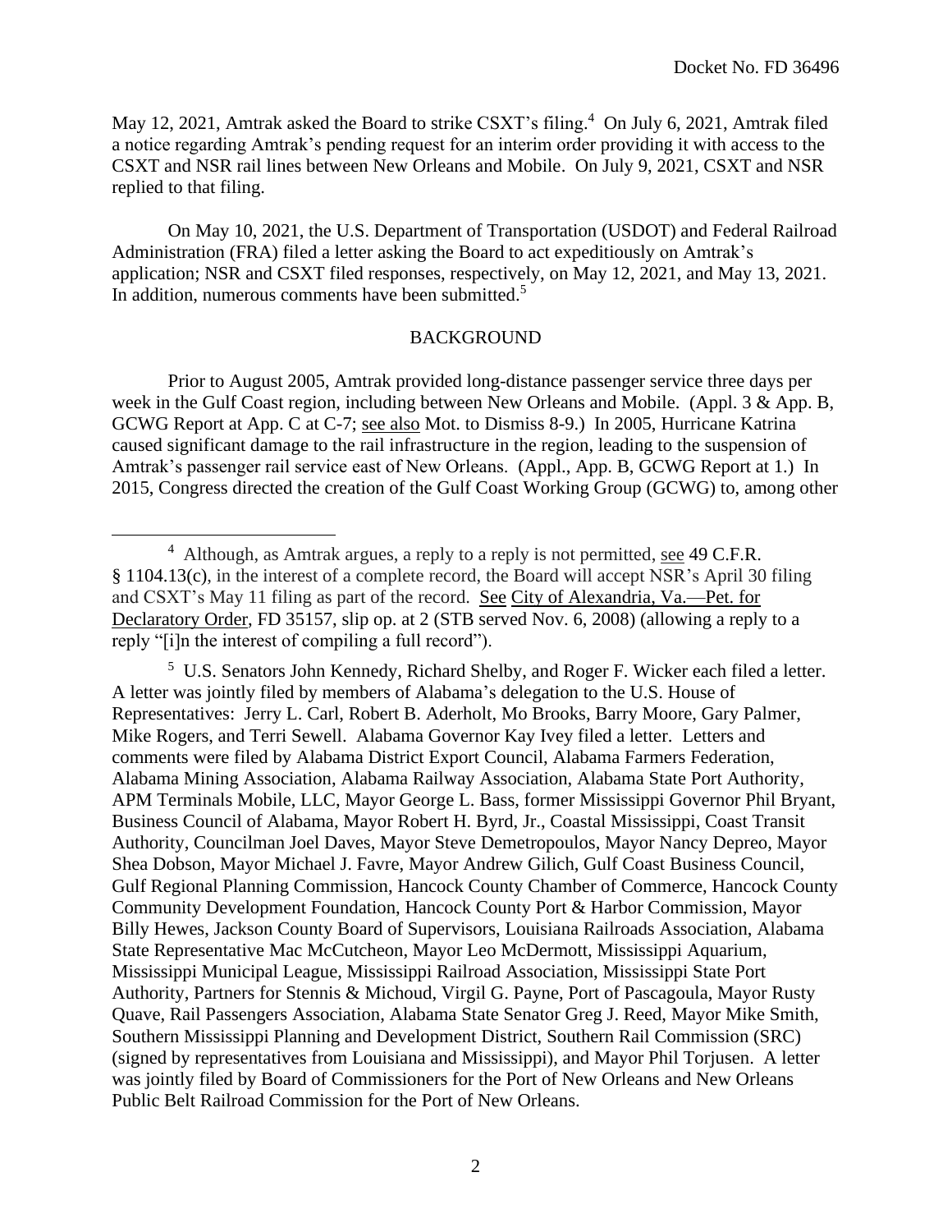May 12, 2021, Amtrak asked the Board to strike CSXT's filing.[4] On July 6, 2021, Amtrak filed a notice regarding Amtrak's pending request for an interim order providing it with access to the CSXT and NSR rail lines between New Orleans and Mobile. On July 9, 2021, CSXT and NSR replied to that filing.

On May 10, 2021, the U.S. Department of Transportation (USDOT) and Federal Railroad Administration (FRA) filed a letter asking the Board to act expeditiously on Amtrak's application; NSR and CSXT filed responses, respectively, on May 12, 2021, and May 13, 2021. In addition, numerous comments have been submitted.[5]

## BACKGROUND

Prior to August 2005, Amtrak provided long-distance passenger service three days per week in the Gulf Coast region, including between New Orleans and Mobile. (Appl. 3 & App. B, GCWG Report at App. C at C-7; see also Mot. to Dismiss 8-9.) In 2005, Hurricane Katrina caused significant damage to the rail infrastructure in the region, leading to the suspension of Amtrak's passenger rail service east of New Orleans. (Appl., App. B, GCWG Report at 1.) In 2015, Congress directed the creation of the Gulf Coast Working Group (GCWG) to, among other

---

[4] Although, as Amtrak argues, a reply to a reply is not permitted, see 49 C.F.R. § 1104.13(c), in the interest of a complete record, the Board will accept NSR's April 30 filing and CSXT's May 11 filing as part of the record. See City of Alexandria, Va.—Pet. for Declaratory Order, FD 35157, slip op. at 2 (STB served Nov. 6, 2008) (allowing a reply to a reply "[i]n the interest of compiling a full record").

[5] U.S. Senators John Kennedy, Richard Shelby, and Roger F. Wicker each filed a letter. A letter was jointly filed by members of Alabama's delegation to the U.S. House of Representatives: Jerry L. Carl, Robert B. Aderholt, Mo Brooks, Barry Moore, Gary Palmer, Mike Rogers, and Terri Sewell. Alabama Governor Kay Ivey filed a letter. Letters and comments were filed by Alabama District Export Council, Alabama Farmers Federation, Alabama Mining Association, Alabama Railway Association, Alabama State Port Authority, APM Terminals Mobile, LLC, Mayor George L. Bass, former Mississippi Governor Phil Bryant, Business Council of Alabama, Mayor Robert H. Byrd, Jr., Coastal Mississippi, Coast Transit Authority, Councilman Joel Daves, Mayor Steve Demetropoulos, Mayor Nancy Depreo, Mayor Shea Dobson, Mayor Michael J. Favre, Mayor Andrew Gilich, Gulf Coast Business Council, Gulf Regional Planning Commission, Hancock County Chamber of Commerce, Hancock County Community Development Foundation, Hancock County Port & Harbor Commission, Mayor Billy Hewes, Jackson County Board of Supervisors, Louisiana Railroads Association, Alabama State Representative Mac McCutcheon, Mayor Leo McDermott, Mississippi Aquarium, Mississippi Municipal League, Mississippi Railroad Association, Mississippi State Port Authority, Partners for Stennis & Michoud, Virgil G. Payne, Port of Pascagoula, Mayor Rusty Quave, Rail Passengers Association, Alabama State Senator Greg J. Reed, Mayor Mike Smith, Southern Mississippi Planning and Development District, Southern Rail Commission (SRC) (signed by representatives from Louisiana and Mississippi), and Mayor Phil Torjusen. A letter was jointly filed by Board of Commissioners for the Port of New Orleans and New Orleans Public Belt Railroad Commission for the Port of New Orleans.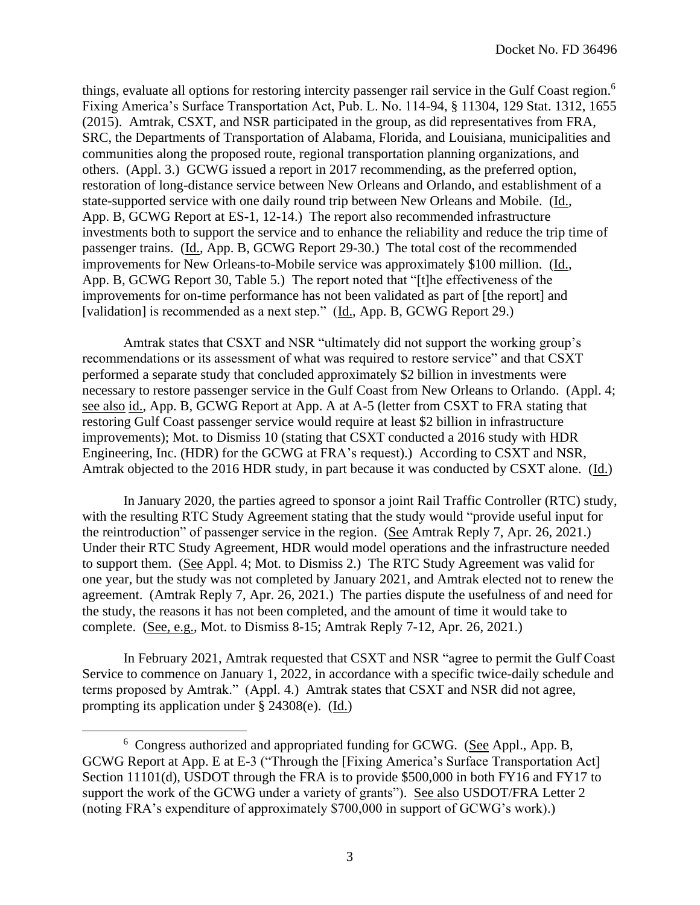things, evaluate all options for restoring intercity passenger rail service in the Gulf Coast region.[6] Fixing America's Surface Transportation Act, Pub. L. No. 114-94, § 11304, 129 Stat. 1312, 1655 (2015). Amtrak, CSXT, and NSR participated in the group, as did representatives from FRA, SRC, the Departments of Transportation of Alabama, Florida, and Louisiana, municipalities and communities along the proposed route, regional transportation planning organizations, and others. (Appl. 3.) GCWG issued a report in 2017 recommending, as the preferred option, restoration of long-distance service between New Orleans and Orlando, and establishment of a state-supported service with one daily round trip between New Orleans and Mobile. (Id., App. B, GCWG Report at ES-1, 12-14.) The report also recommended infrastructure investments both to support the service and to enhance the reliability and reduce the trip time of passenger trains. (Id., App. B, GCWG Report 29-30.) The total cost of the recommended improvements for New Orleans-to-Mobile service was approximately $100 million. (Id., App. B, GCWG Report 30, Table 5.) The report noted that "[t]he effectiveness of the improvements for on-time performance has not been validated as part of [the report] and [validation] is recommended as a next step." (Id., App. B, GCWG Report 29.)

Amtrak states that CSXT and NSR "ultimately did not support the working group's recommendations or its assessment of what was required to restore service" and that CSXT performed a separate study that concluded approximately $2 billion in investments were necessary to restore passenger service in the Gulf Coast from New Orleans to Orlando. (Appl. 4; see also id., App. B, GCWG Report at App. A at A-5 (letter from CSXT to FRA stating that restoring Gulf Coast passenger service would require at least $2 billion in infrastructure improvements); Mot. to Dismiss 10 (stating that CSXT conducted a 2016 study with HDR Engineering, Inc. (HDR) for the GCWG at FRA's request).) According to CSXT and NSR, Amtrak objected to the 2016 HDR study, in part because it was conducted by CSXT alone. (Id.)

In January 2020, the parties agreed to sponsor a joint Rail Traffic Controller (RTC) study, with the resulting RTC Study Agreement stating that the study would "provide useful input for the reintroduction" of passenger service in the region. (See Amtrak Reply 7, Apr. 26, 2021.) Under their RTC Study Agreement, HDR would model operations and the infrastructure needed to support them. (See Appl. 4; Mot. to Dismiss 2.) The RTC Study Agreement was valid for one year, but the study was not completed by January 2021, and Amtrak elected not to renew the agreement. (Amtrak Reply 7, Apr. 26, 2021.) The parties dispute the usefulness of and need for the study, the reasons it has not been completed, and the amount of time it would take to complete. (See, e.g., Mot. to Dismiss 8-15; Amtrak Reply 7-12, Apr. 26, 2021.)

In February 2021, Amtrak requested that CSXT and NSR "agree to permit the Gulf Coast Service to commence on January 1, 2022, in accordance with a specific twice-daily schedule and terms proposed by Amtrak." (Appl. 4.) Amtrak states that CSXT and NSR did not agree, prompting its application under § 24308(e). (Id.)

[6] Congress authorized and appropriated funding for GCWG. (See Appl., App. B, GCWG Report at App. E at E-3 ("Through the [Fixing America's Surface Transportation Act] Section 11101(d), USDOT through the FRA is to provide $500,000 in both FY16 and FY17 to support the work of the GCWG under a variety of grants"). See also USDOT/FRA Letter 2 (noting FRA's expenditure of approximately $700,000 in support of GCWG's work).)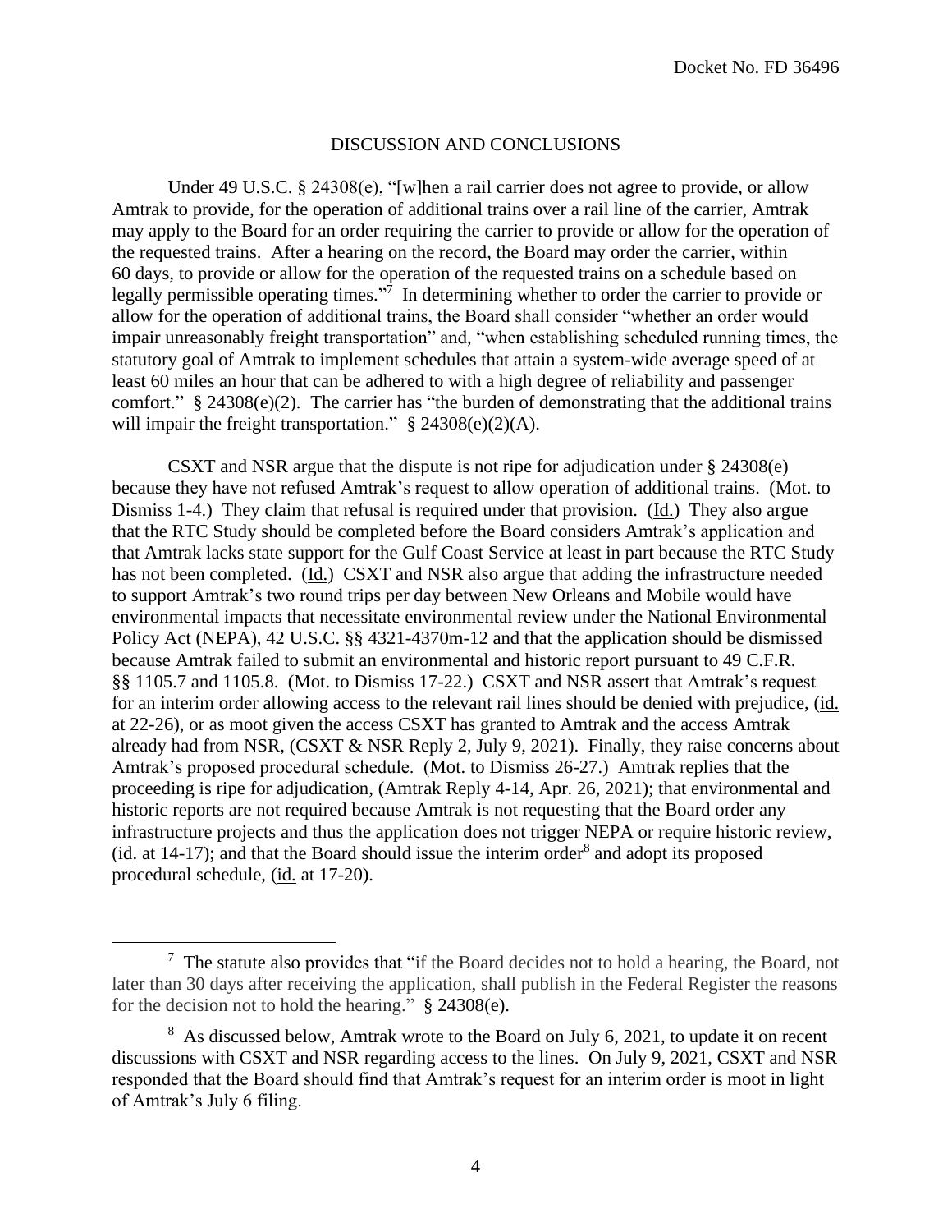## DISCUSSION AND CONCLUSIONS

Under 49 U.S.C. § 24308(e), "[w]hen a rail carrier does not agree to provide, or allow Amtrak to provide, for the operation of additional trains over a rail line of the carrier, Amtrak may apply to the Board for an order requiring the carrier to provide or allow for the operation of the requested trains. After a hearing on the record, the Board may order the carrier, within 60 days, to provide or allow for the operation of the requested trains on a schedule based on legally permissible operating times."[7] In determining whether to order the carrier to provide or allow for the operation of additional trains, the Board shall consider "whether an order would impair unreasonably freight transportation" and, "when establishing scheduled running times, the statutory goal of Amtrak to implement schedules that attain a system-wide average speed of at least 60 miles an hour that can be adhered to with a high degree of reliability and passenger comfort." § 24308(e)(2). The carrier has "the burden of demonstrating that the additional trains will impair the freight transportation." § 24308(e)(2)(A).

CSXT and NSR argue that the dispute is not ripe for adjudication under § 24308(e) because they have not refused Amtrak's request to allow operation of additional trains. (Mot. to Dismiss 1-4.) They claim that refusal is required under that provision. (Id.) They also argue that the RTC Study should be completed before the Board considers Amtrak's application and that Amtrak lacks state support for the Gulf Coast Service at least in part because the RTC Study has not been completed. (Id.) CSXT and NSR also argue that adding the infrastructure needed to support Amtrak's two round trips per day between New Orleans and Mobile would have environmental impacts that necessitate environmental review under the National Environmental Policy Act (NEPA), 42 U.S.C. §§ 4321-4370m-12 and that the application should be dismissed because Amtrak failed to submit an environmental and historic report pursuant to 49 C.F.R. §§ 1105.7 and 1105.8. (Mot. to Dismiss 17-22.) CSXT and NSR assert that Amtrak's request for an interim order allowing access to the relevant rail lines should be denied with prejudice, (id. at 22-26), or as moot given the access CSXT has granted to Amtrak and the access Amtrak already had from NSR, (CSXT & NSR Reply 2, July 9, 2021). Finally, they raise concerns about Amtrak's proposed procedural schedule. (Mot. to Dismiss 26-27.) Amtrak replies that the proceeding is ripe for adjudication, (Amtrak Reply 4-14, Apr. 26, 2021); that environmental and historic reports are not required because Amtrak is not requesting that the Board order any infrastructure projects and thus the application does not trigger NEPA or require historic review, (id. at 14-17); and that the Board should issue the interim order[8] and adopt its proposed procedural schedule, (id. at 17-20).

---

[7] The statute also provides that "if the Board decides not to hold a hearing, the Board, not later than 30 days after receiving the application, shall publish in the Federal Register the reasons for the decision not to hold the hearing." § 24308(e).

[8] As discussed below, Amtrak wrote to the Board on July 6, 2021, to update it on recent discussions with CSXT and NSR regarding access to the lines. On July 9, 2021, CSXT and NSR responded that the Board should find that Amtrak's request for an interim order is moot in light of Amtrak's July 6 filing.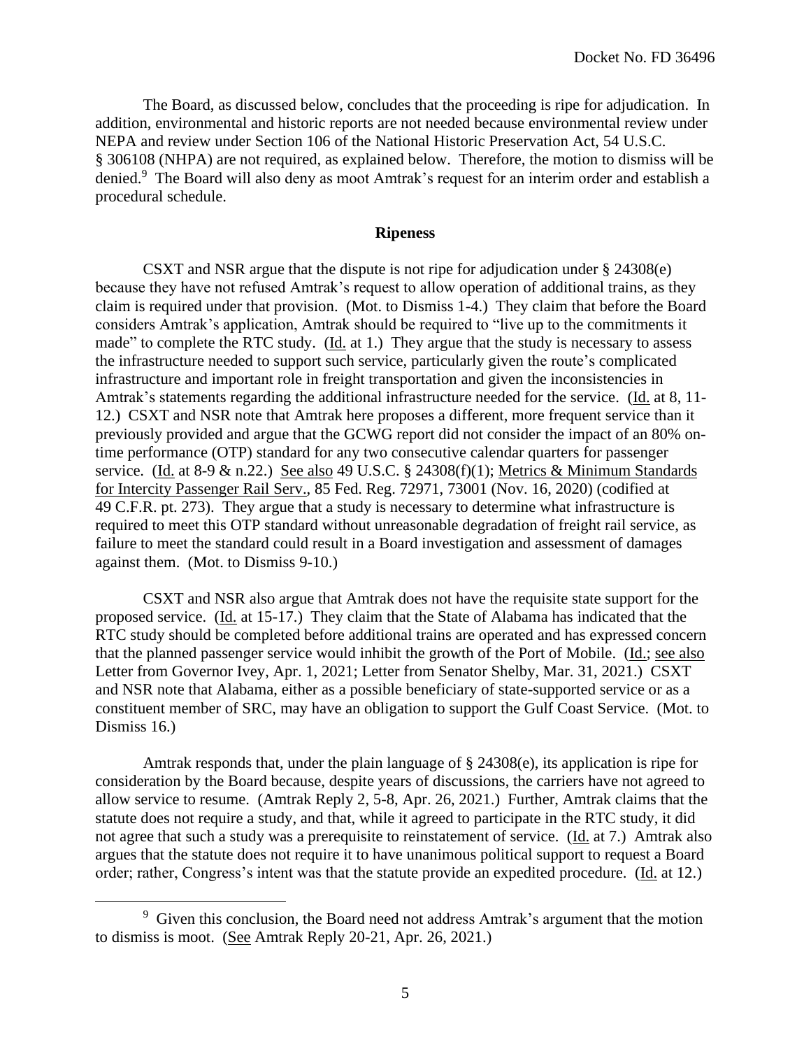The Board, as discussed below, concludes that the proceeding is ripe for adjudication. In addition, environmental and historic reports are not needed because environmental review under NEPA and review under Section 106 of the National Historic Preservation Act, 54 U.S.C. § 306108 (NHPA) are not required, as explained below. Therefore, the motion to dismiss will be denied.[9] The Board will also deny as moot Amtrak's request for an interim order and establish a procedural schedule.

## Ripeness

CSXT and NSR argue that the dispute is not ripe for adjudication under § 24308(e) because they have not refused Amtrak's request to allow operation of additional trains, as they claim is required under that provision. (Mot. to Dismiss 1-4.) They claim that before the Board considers Amtrak's application, Amtrak should be required to "live up to the commitments it made" to complete the RTC study. (Id. at 1.) They argue that the study is necessary to assess the infrastructure needed to support such service, particularly given the route's complicated infrastructure and important role in freight transportation and given the inconsistencies in Amtrak's statements regarding the additional infrastructure needed for the service. (Id. at 8, 11-12.) CSXT and NSR note that Amtrak here proposes a different, more frequent service than it previously provided and argue that the GCWG report did not consider the impact of an 80% on-time performance (OTP) standard for any two consecutive calendar quarters for passenger service. (Id. at 8-9 & n.22.) See also 49 U.S.C. § 24308(f)(1); Metrics & Minimum Standards for Intercity Passenger Rail Serv., 85 Fed. Reg. 72971, 73001 (Nov. 16, 2020) (codified at 49 C.F.R. pt. 273). They argue that a study is necessary to determine what infrastructure is required to meet this OTP standard without unreasonable degradation of freight rail service, as failure to meet the standard could result in a Board investigation and assessment of damages against them. (Mot. to Dismiss 9-10.)

CSXT and NSR also argue that Amtrak does not have the requisite state support for the proposed service. (Id. at 15-17.) They claim that the State of Alabama has indicated that the RTC study should be completed before additional trains are operated and has expressed concern that the planned passenger service would inhibit the growth of the Port of Mobile. (Id.; see also Letter from Governor Ivey, Apr. 1, 2021; Letter from Senator Shelby, Mar. 31, 2021.) CSXT and NSR note that Alabama, either as a possible beneficiary of state-supported service or as a constituent member of SRC, may have an obligation to support the Gulf Coast Service. (Mot. to Dismiss 16.)

Amtrak responds that, under the plain language of § 24308(e), its application is ripe for consideration by the Board because, despite years of discussions, the carriers have not agreed to allow service to resume. (Amtrak Reply 2, 5-8, Apr. 26, 2021.) Further, Amtrak claims that the statute does not require a study, and that, while it agreed to participate in the RTC study, it did not agree that such a study was a prerequisite to reinstatement of service. (Id. at 7.) Amtrak also argues that the statute does not require it to have unanimous political support to request a Board order; rather, Congress's intent was that the statute provide an expedited procedure. (Id. at 12.)

[9] Given this conclusion, the Board need not address Amtrak's argument that the motion to dismiss is moot. (See Amtrak Reply 20-21, Apr. 26, 2021.)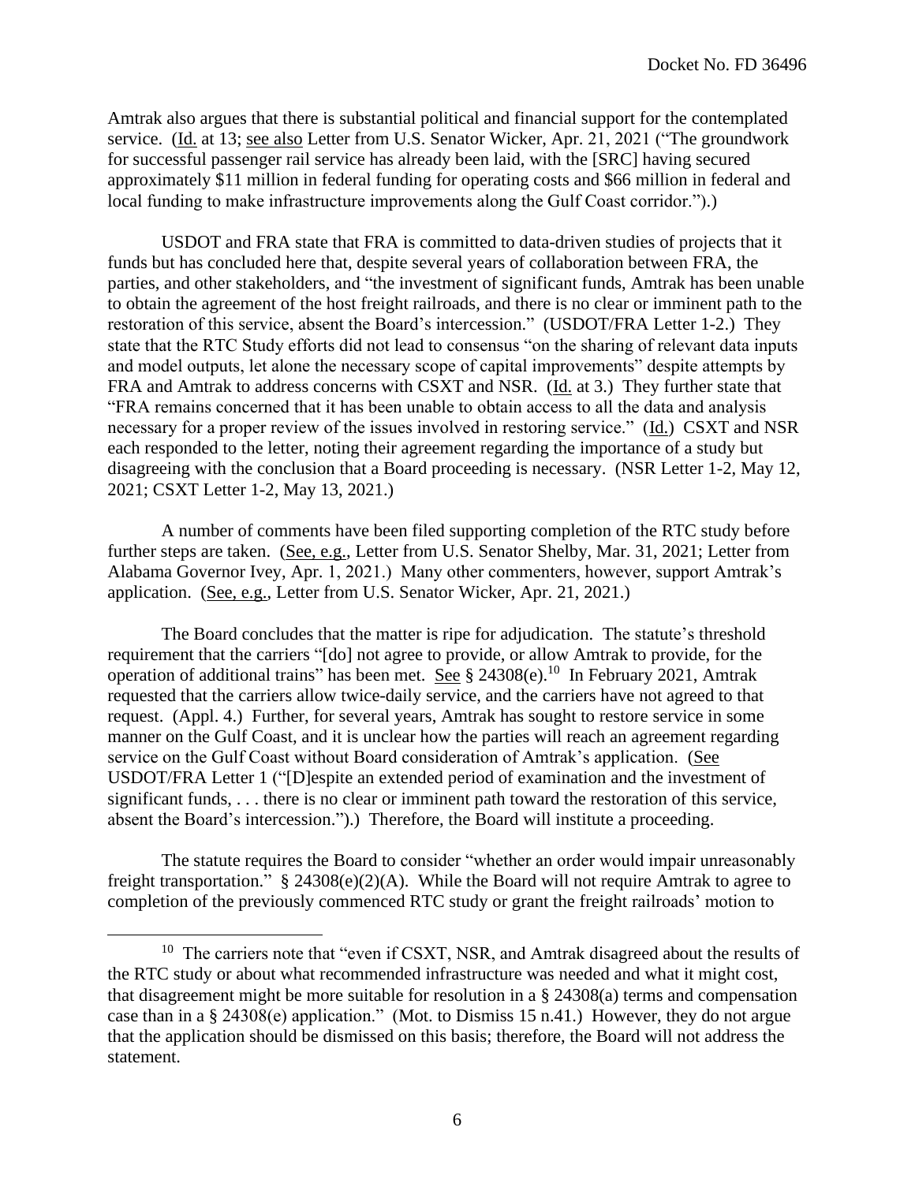Amtrak also argues that there is substantial political and financial support for the contemplated service. (Id. at 13; see also Letter from U.S. Senator Wicker, Apr. 21, 2021 ("The groundwork for successful passenger rail service has already been laid, with the [SRC] having secured approximately $11 million in federal funding for operating costs and $66 million in federal and local funding to make infrastructure improvements along the Gulf Coast corridor.").)

USDOT and FRA state that FRA is committed to data-driven studies of projects that it funds but has concluded here that, despite several years of collaboration between FRA, the parties, and other stakeholders, and "the investment of significant funds, Amtrak has been unable to obtain the agreement of the host freight railroads, and there is no clear or imminent path to the restoration of this service, absent the Board's intercession." (USDOT/FRA Letter 1-2.) They state that the RTC Study efforts did not lead to consensus "on the sharing of relevant data inputs and model outputs, let alone the necessary scope of capital improvements" despite attempts by FRA and Amtrak to address concerns with CSXT and NSR. (Id. at 3.) They further state that "FRA remains concerned that it has been unable to obtain access to all the data and analysis necessary for a proper review of the issues involved in restoring service." (Id.) CSXT and NSR each responded to the letter, noting their agreement regarding the importance of a study but disagreeing with the conclusion that a Board proceeding is necessary. (NSR Letter 1-2, May 12, 2021; CSXT Letter 1-2, May 13, 2021.)

A number of comments have been filed supporting completion of the RTC study before further steps are taken. (See, e.g., Letter from U.S. Senator Shelby, Mar. 31, 2021; Letter from Alabama Governor Ivey, Apr. 1, 2021.) Many other commenters, however, support Amtrak's application. (See, e.g., Letter from U.S. Senator Wicker, Apr. 21, 2021.)

The Board concludes that the matter is ripe for adjudication. The statute's threshold requirement that the carriers "[do] not agree to provide, or allow Amtrak to provide, for the operation of additional trains" has been met. See § 24308(e).[10] In February 2021, Amtrak requested that the carriers allow twice-daily service, and the carriers have not agreed to that request. (Appl. 4.) Further, for several years, Amtrak has sought to restore service in some manner on the Gulf Coast, and it is unclear how the parties will reach an agreement regarding service on the Gulf Coast without Board consideration of Amtrak's application. (See USDOT/FRA Letter 1 ("[D]espite an extended period of examination and the investment of significant funds, . . . there is no clear or imminent path toward the restoration of this service, absent the Board's intercession.").) Therefore, the Board will institute a proceeding.

The statute requires the Board to consider "whether an order would impair unreasonably freight transportation." § 24308(e)(2)(A). While the Board will not require Amtrak to agree to completion of the previously commenced RTC study or grant the freight railroads' motion to

[10] The carriers note that "even if CSXT, NSR, and Amtrak disagreed about the results of the RTC study or about what recommended infrastructure was needed and what it might cost, that disagreement might be more suitable for resolution in a § 24308(a) terms and compensation case than in a § 24308(e) application." (Mot. to Dismiss 15 n.41.) However, they do not argue that the application should be dismissed on this basis; therefore, the Board will not address the statement.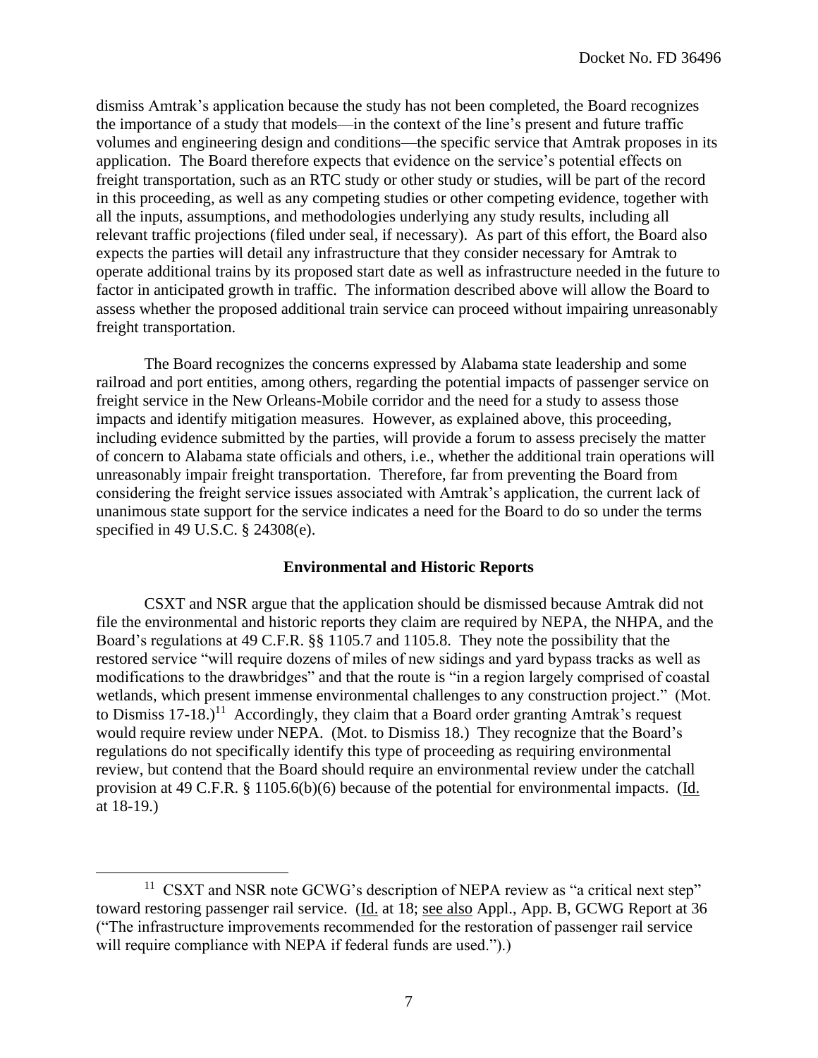dismiss Amtrak's application because the study has not been completed, the Board recognizes the importance of a study that models—in the context of the line's present and future traffic volumes and engineering design and conditions—the specific service that Amtrak proposes in its application. The Board therefore expects that evidence on the service's potential effects on freight transportation, such as an RTC study or other study or studies, will be part of the record in this proceeding, as well as any competing studies or other competing evidence, together with all the inputs, assumptions, and methodologies underlying any study results, including all relevant traffic projections (filed under seal, if necessary). As part of this effort, the Board also expects the parties will detail any infrastructure that they consider necessary for Amtrak to operate additional trains by its proposed start date as well as infrastructure needed in the future to factor in anticipated growth in traffic. The information described above will allow the Board to assess whether the proposed additional train service can proceed without impairing unreasonably freight transportation.

The Board recognizes the concerns expressed by Alabama state leadership and some railroad and port entities, among others, regarding the potential impacts of passenger service on freight service in the New Orleans-Mobile corridor and the need for a study to assess those impacts and identify mitigation measures. However, as explained above, this proceeding, including evidence submitted by the parties, will provide a forum to assess precisely the matter of concern to Alabama state officials and others, i.e., whether the additional train operations will unreasonably impair freight transportation. Therefore, far from preventing the Board from considering the freight service issues associated with Amtrak's application, the current lack of unanimous state support for the service indicates a need for the Board to do so under the terms specified in 49 U.S.C. § 24308(e).

**Environmental and Historic Reports**

CSXT and NSR argue that the application should be dismissed because Amtrak did not file the environmental and historic reports they claim are required by NEPA, the NHPA, and the Board's regulations at 49 C.F.R. §§ 1105.7 and 1105.8. They note the possibility that the restored service "will require dozens of miles of new sidings and yard bypass tracks as well as modifications to the drawbridges" and that the route is "in a region largely comprised of coastal wetlands, which present immense environmental challenges to any construction project." (Mot. to Dismiss 17-18.)[11] Accordingly, they claim that a Board order granting Amtrak's request would require review under NEPA. (Mot. to Dismiss 18.) They recognize that the Board's regulations do not specifically identify this type of proceeding as requiring environmental review, but contend that the Board should require an environmental review under the catchall provision at 49 C.F.R. § 1105.6(b)(6) because of the potential for environmental impacts. (Id. at 18-19.)

[11] CSXT and NSR note GCWG's description of NEPA review as "a critical next step" toward restoring passenger rail service. (Id. at 18; see also Appl., App. B, GCWG Report at 36 ("The infrastructure improvements recommended for the restoration of passenger rail service will require compliance with NEPA if federal funds are used.").)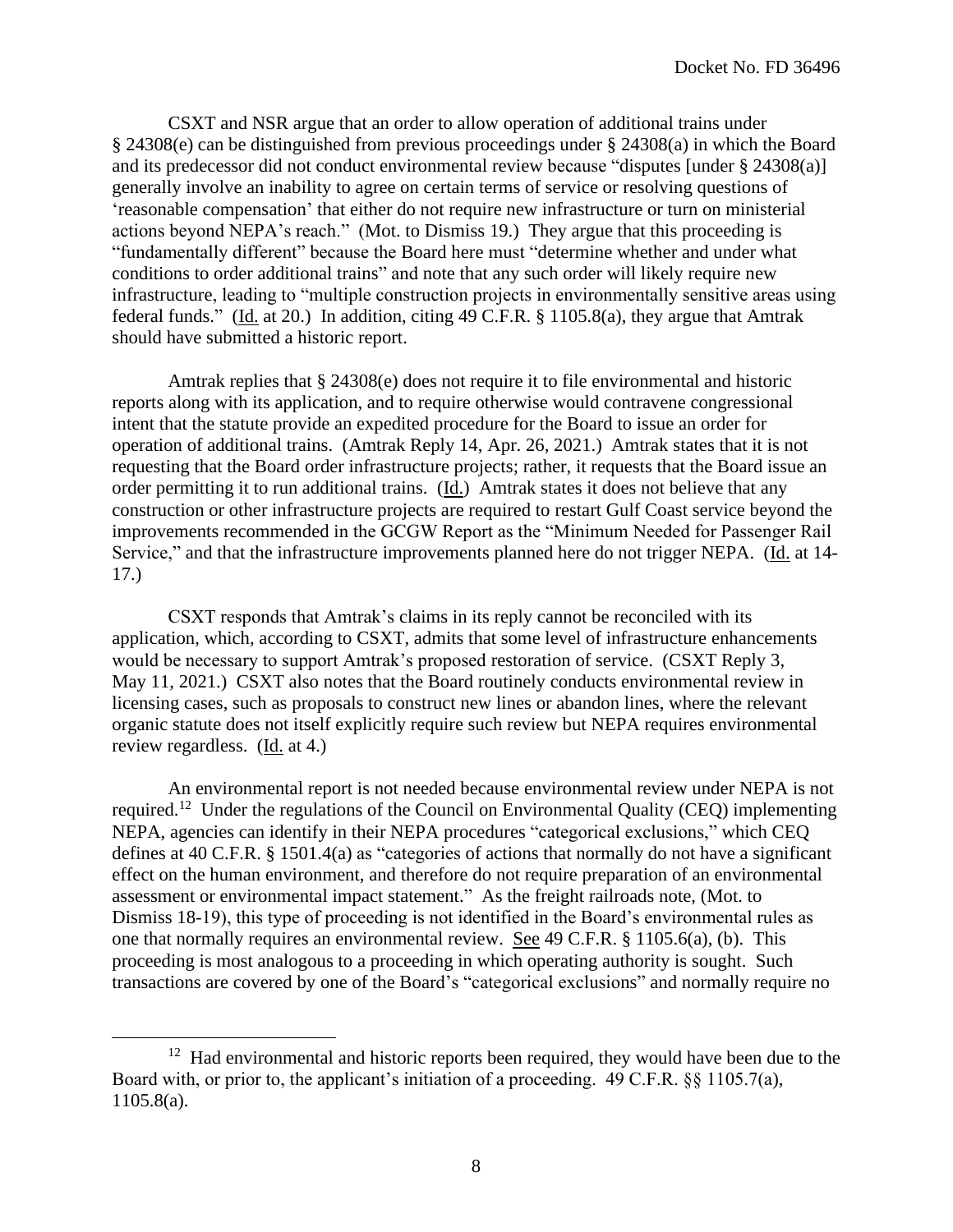CSXT and NSR argue that an order to allow operation of additional trains under § 24308(e) can be distinguished from previous proceedings under § 24308(a) in which the Board and its predecessor did not conduct environmental review because "disputes [under § 24308(a)] generally involve an inability to agree on certain terms of service or resolving questions of 'reasonable compensation' that either do not require new infrastructure or turn on ministerial actions beyond NEPA's reach." (Mot. to Dismiss 19.) They argue that this proceeding is "fundamentally different" because the Board here must "determine whether and under what conditions to order additional trains" and note that any such order will likely require new infrastructure, leading to "multiple construction projects in environmentally sensitive areas using federal funds." (Id. at 20.) In addition, citing 49 C.F.R. § 1105.8(a), they argue that Amtrak should have submitted a historic report.

Amtrak replies that § 24308(e) does not require it to file environmental and historic reports along with its application, and to require otherwise would contravene congressional intent that the statute provide an expedited procedure for the Board to issue an order for operation of additional trains. (Amtrak Reply 14, Apr. 26, 2021.) Amtrak states that it is not requesting that the Board order infrastructure projects; rather, it requests that the Board issue an order permitting it to run additional trains. (Id.) Amtrak states it does not believe that any construction or other infrastructure projects are required to restart Gulf Coast service beyond the improvements recommended in the GCGW Report as the "Minimum Needed for Passenger Rail Service," and that the infrastructure improvements planned here do not trigger NEPA. (Id. at 14-17.)

CSXT responds that Amtrak's claims in its reply cannot be reconciled with its application, which, according to CSXT, admits that some level of infrastructure enhancements would be necessary to support Amtrak's proposed restoration of service. (CSXT Reply 3, May 11, 2021.) CSXT also notes that the Board routinely conducts environmental review in licensing cases, such as proposals to construct new lines or abandon lines, where the relevant organic statute does not itself explicitly require such review but NEPA requires environmental review regardless. (Id. at 4.)

An environmental report is not needed because environmental review under NEPA is not required.[12] Under the regulations of the Council on Environmental Quality (CEQ) implementing NEPA, agencies can identify in their NEPA procedures "categorical exclusions," which CEQ defines at 40 C.F.R. § 1501.4(a) as "categories of actions that normally do not have a significant effect on the human environment, and therefore do not require preparation of an environmental assessment or environmental impact statement." As the freight railroads note, (Mot. to Dismiss 18-19), this type of proceeding is not identified in the Board's environmental rules as one that normally requires an environmental review. See 49 C.F.R. § 1105.6(a), (b). This proceeding is most analogous to a proceeding in which operating authority is sought. Such transactions are covered by one of the Board's "categorical exclusions" and normally require no

[12] Had environmental and historic reports been required, they would have been due to the Board with, or prior to, the applicant's initiation of a proceeding. 49 C.F.R. §§ 1105.7(a), 1105.8(a).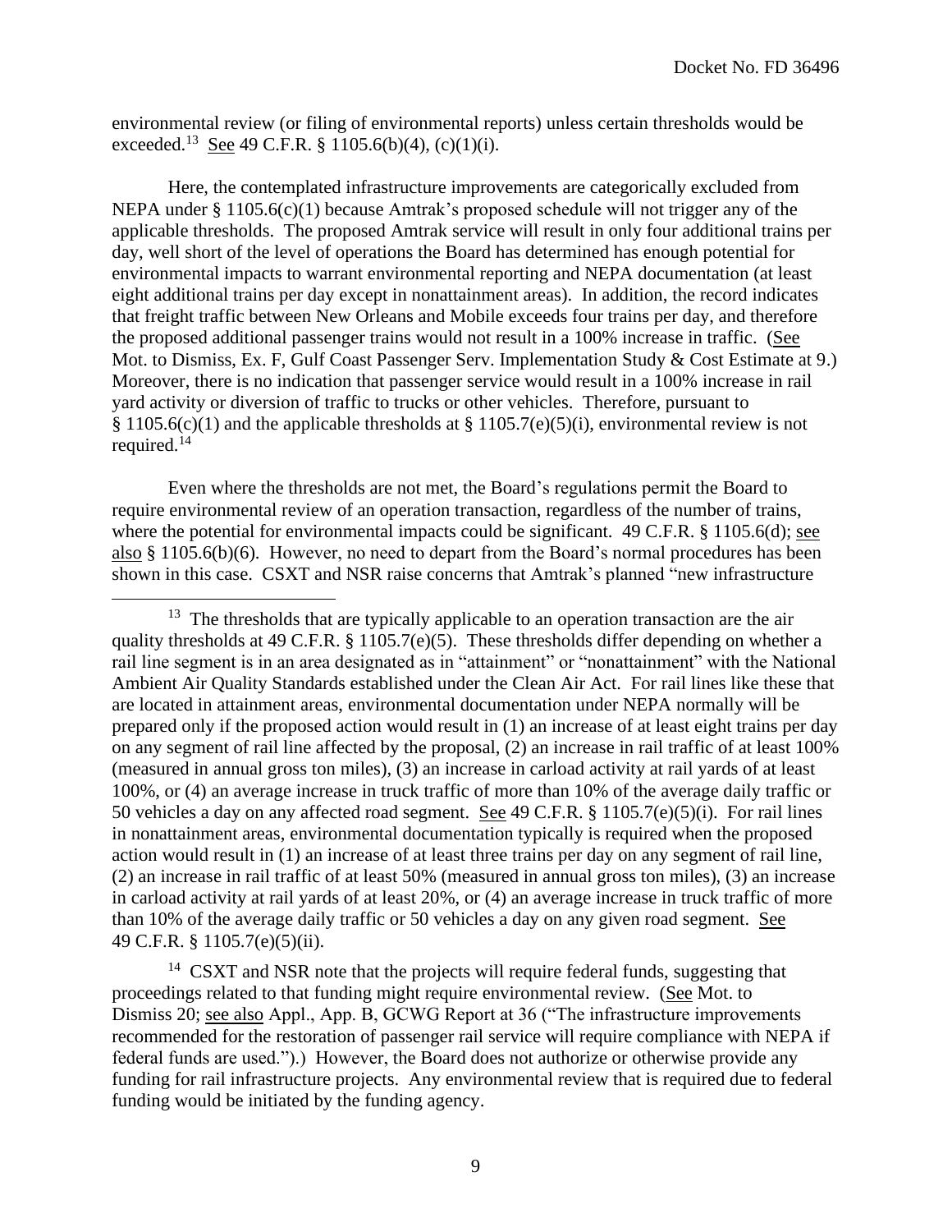environmental review (or filing of environmental reports) unless certain thresholds would be exceeded.[13] See 49 C.F.R. § 1105.6(b)(4), (c)(1)(i).

Here, the contemplated infrastructure improvements are categorically excluded from NEPA under § 1105.6(c)(1) because Amtrak's proposed schedule will not trigger any of the applicable thresholds. The proposed Amtrak service will result in only four additional trains per day, well short of the level of operations the Board has determined has enough potential for environmental impacts to warrant environmental reporting and NEPA documentation (at least eight additional trains per day except in nonattainment areas). In addition, the record indicates that freight traffic between New Orleans and Mobile exceeds four trains per day, and therefore the proposed additional passenger trains would not result in a 100% increase in traffic. (See Mot. to Dismiss, Ex. F, Gulf Coast Passenger Serv. Implementation Study & Cost Estimate at 9.) Moreover, there is no indication that passenger service would result in a 100% increase in rail yard activity or diversion of traffic to trucks or other vehicles. Therefore, pursuant to § 1105.6(c)(1) and the applicable thresholds at § 1105.7(e)(5)(i), environmental review is not required.[14]

Even where the thresholds are not met, the Board's regulations permit the Board to require environmental review of an operation transaction, regardless of the number of trains, where the potential for environmental impacts could be significant. 49 C.F.R. § 1105.6(d); see also § 1105.6(b)(6). However, no need to depart from the Board's normal procedures has been shown in this case. CSXT and NSR raise concerns that Amtrak's planned "new infrastructure

---

[13] The thresholds that are typically applicable to an operation transaction are the air quality thresholds at 49 C.F.R. § 1105.7(e)(5). These thresholds differ depending on whether a rail line segment is in an area designated as in "attainment" or "nonattainment" with the National Ambient Air Quality Standards established under the Clean Air Act. For rail lines like these that are located in attainment areas, environmental documentation under NEPA normally will be prepared only if the proposed action would result in (1) an increase of at least eight trains per day on any segment of rail line affected by the proposal, (2) an increase in rail traffic of at least 100% (measured in annual gross ton miles), (3) an increase in carload activity at rail yards of at least 100%, or (4) an average increase in truck traffic of more than 10% of the average daily traffic or 50 vehicles a day on any affected road segment. See 49 C.F.R. § 1105.7(e)(5)(i). For rail lines in nonattainment areas, environmental documentation typically is required when the proposed action would result in (1) an increase of at least three trains per day on any segment of rail line, (2) an increase in rail traffic of at least 50% (measured in annual gross ton miles), (3) an increase in carload activity at rail yards of at least 20%, or (4) an average increase in truck traffic of more than 10% of the average daily traffic or 50 vehicles a day on any given road segment. See 49 C.F.R. § 1105.7(e)(5)(ii).

[14] CSXT and NSR note that the projects will require federal funds, suggesting that proceedings related to that funding might require environmental review. (See Mot. to Dismiss 20; see also Appl., App. B, GCWG Report at 36 ("The infrastructure improvements recommended for the restoration of passenger rail service will require compliance with NEPA if federal funds are used.").) However, the Board does not authorize or otherwise provide any funding for rail infrastructure projects. Any environmental review that is required due to federal funding would be initiated by the funding agency.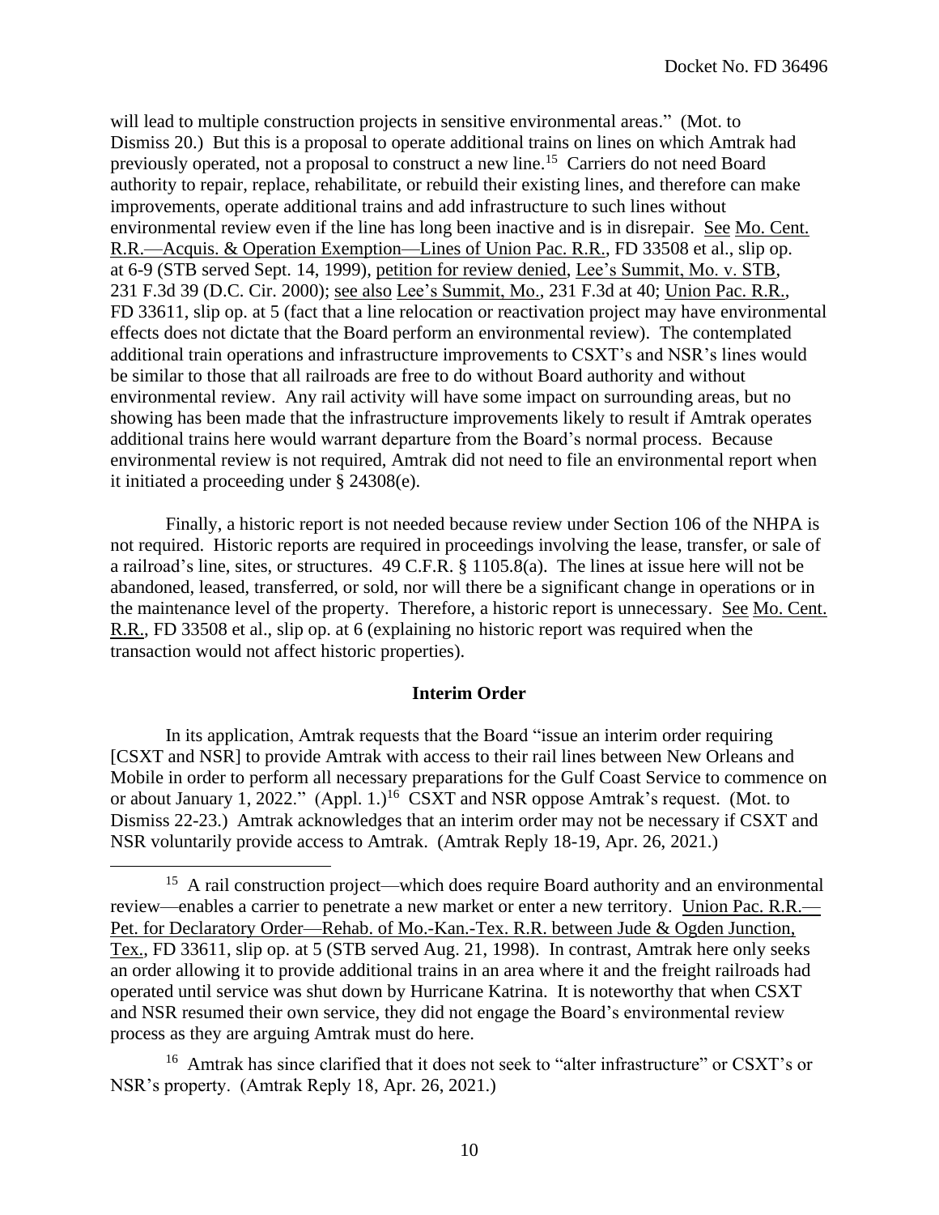will lead to multiple construction projects in sensitive environmental areas." (Mot. to Dismiss 20.) But this is a proposal to operate additional trains on lines on which Amtrak had previously operated, not a proposal to construct a new line.[15] Carriers do not need Board authority to repair, replace, rehabilitate, or rebuild their existing lines, and therefore can make improvements, operate additional trains and add infrastructure to such lines without environmental review even if the line has long been inactive and is in disrepair. See Mo. Cent. R.R.—Acquis. & Operation Exemption—Lines of Union Pac. R.R., FD 33508 et al., slip op. at 6-9 (STB served Sept. 14, 1999), petition for review denied, Lee's Summit, Mo. v. STB, 231 F.3d 39 (D.C. Cir. 2000); see also Lee's Summit, Mo., 231 F.3d at 40; Union Pac. R.R., FD 33611, slip op. at 5 (fact that a line relocation or reactivation project may have environmental effects does not dictate that the Board perform an environmental review). The contemplated additional train operations and infrastructure improvements to CSXT's and NSR's lines would be similar to those that all railroads are free to do without Board authority and without environmental review. Any rail activity will have some impact on surrounding areas, but no showing has been made that the infrastructure improvements likely to result if Amtrak operates additional trains here would warrant departure from the Board's normal process. Because environmental review is not required, Amtrak did not need to file an environmental report when it initiated a proceeding under § 24308(e).

Finally, a historic report is not needed because review under Section 106 of the NHPA is not required. Historic reports are required in proceedings involving the lease, transfer, or sale of a railroad's line, sites, or structures. 49 C.F.R. § 1105.8(a). The lines at issue here will not be abandoned, leased, transferred, or sold, nor will there be a significant change in operations or in the maintenance level of the property. Therefore, a historic report is unnecessary. See Mo. Cent. R.R., FD 33508 et al., slip op. at 6 (explaining no historic report was required when the transaction would not affect historic properties).

**Interim Order**

In its application, Amtrak requests that the Board "issue an interim order requiring [CSXT and NSR] to provide Amtrak with access to their rail lines between New Orleans and Mobile in order to perform all necessary preparations for the Gulf Coast Service to commence on or about January 1, 2022." (Appl. 1.)[16] CSXT and NSR oppose Amtrak's request. (Mot. to Dismiss 22-23.) Amtrak acknowledges that an interim order may not be necessary if CSXT and NSR voluntarily provide access to Amtrak. (Amtrak Reply 18-19, Apr. 26, 2021.)

---

[15] A rail construction project—which does require Board authority and an environmental review—enables a carrier to penetrate a new market or enter a new territory. Union Pac. R.R.—Pet. for Declaratory Order—Rehab. of Mo.-Kan.-Tex. R.R. between Jude & Ogden Junction, Tex., FD 33611, slip op. at 5 (STB served Aug. 21, 1998). In contrast, Amtrak here only seeks an order allowing it to provide additional trains in an area where it and the freight railroads had operated until service was shut down by Hurricane Katrina. It is noteworthy that when CSXT and NSR resumed their own service, they did not engage the Board's environmental review process as they are arguing Amtrak must do here.

[16] Amtrak has since clarified that it does not seek to "alter infrastructure" or CSXT's or NSR's property. (Amtrak Reply 18, Apr. 26, 2021.)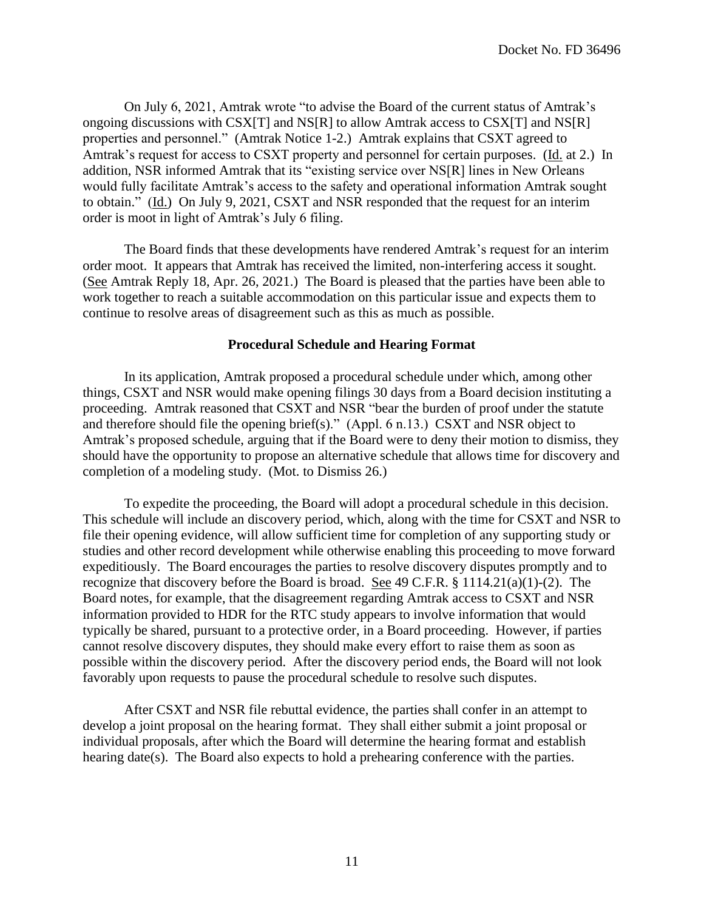On July 6, 2021, Amtrak wrote "to advise the Board of the current status of Amtrak's ongoing discussions with CSX[T] and NS[R] to allow Amtrak access to CSX[T] and NS[R] properties and personnel." (Amtrak Notice 1-2.) Amtrak explains that CSXT agreed to Amtrak's request for access to CSXT property and personnel for certain purposes. (Id. at 2.) In addition, NSR informed Amtrak that its "existing service over NS[R] lines in New Orleans would fully facilitate Amtrak's access to the safety and operational information Amtrak sought to obtain." (Id.) On July 9, 2021, CSXT and NSR responded that the request for an interim order is moot in light of Amtrak's July 6 filing.

The Board finds that these developments have rendered Amtrak's request for an interim order moot. It appears that Amtrak has received the limited, non-interfering access it sought. (See Amtrak Reply 18, Apr. 26, 2021.) The Board is pleased that the parties have been able to work together to reach a suitable accommodation on this particular issue and expects them to continue to resolve areas of disagreement such as this as much as possible.

## Procedural Schedule and Hearing Format

In its application, Amtrak proposed a procedural schedule under which, among other things, CSXT and NSR would make opening filings 30 days from a Board decision instituting a proceeding. Amtrak reasoned that CSXT and NSR "bear the burden of proof under the statute and therefore should file the opening brief(s)." (Appl. 6 n.13.) CSXT and NSR object to Amtrak's proposed schedule, arguing that if the Board were to deny their motion to dismiss, they should have the opportunity to propose an alternative schedule that allows time for discovery and completion of a modeling study. (Mot. to Dismiss 26.)

To expedite the proceeding, the Board will adopt a procedural schedule in this decision. This schedule will include an discovery period, which, along with the time for CSXT and NSR to file their opening evidence, will allow sufficient time for completion of any supporting study or studies and other record development while otherwise enabling this proceeding to move forward expeditiously. The Board encourages the parties to resolve discovery disputes promptly and to recognize that discovery before the Board is broad. See 49 C.F.R. § 1114.21(a)(1)-(2). The Board notes, for example, that the disagreement regarding Amtrak access to CSXT and NSR information provided to HDR for the RTC study appears to involve information that would typically be shared, pursuant to a protective order, in a Board proceeding. However, if parties cannot resolve discovery disputes, they should make every effort to raise them as soon as possible within the discovery period. After the discovery period ends, the Board will not look favorably upon requests to pause the procedural schedule to resolve such disputes.

After CSXT and NSR file rebuttal evidence, the parties shall confer in an attempt to develop a joint proposal on the hearing format. They shall either submit a joint proposal or individual proposals, after which the Board will determine the hearing format and establish hearing date(s). The Board also expects to hold a prehearing conference with the parties.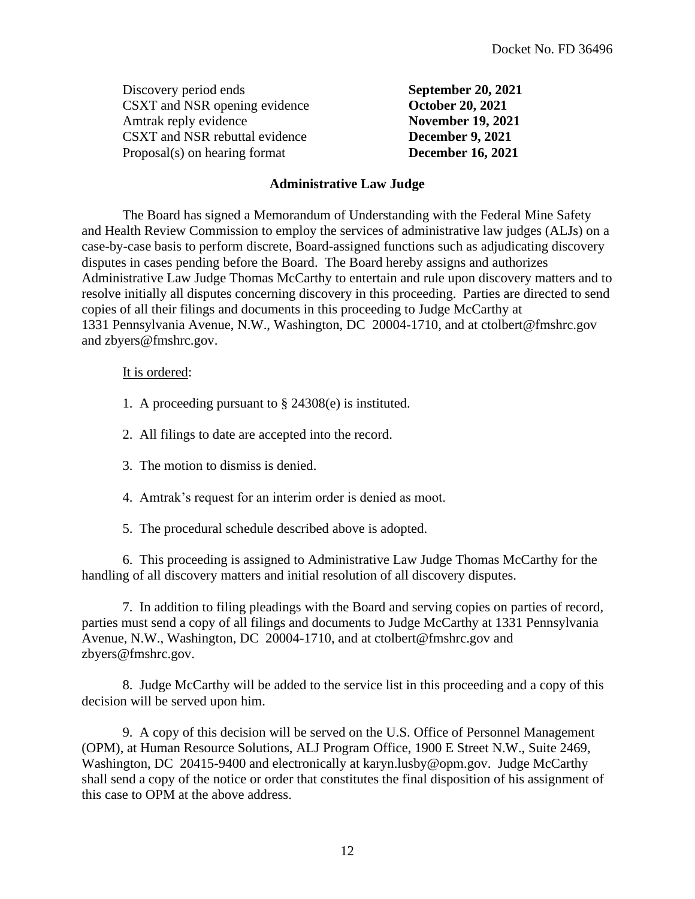| | |
|---|---|
| Discovery period ends | **September 20, 2021** |
| CSXT and NSR opening evidence | **October 20, 2021** |
| Amtrak reply evidence | **November 19, 2021** |
| CSXT and NSR rebuttal evidence | **December 9, 2021** |
| Proposal(s) on hearing format | **December 16, 2021** |

**Administrative Law Judge**

The Board has signed a Memorandum of Understanding with the Federal Mine Safety and Health Review Commission to employ the services of administrative law judges (ALJs) on a case-by-case basis to perform discrete, Board-assigned functions such as adjudicating discovery disputes in cases pending before the Board. The Board hereby assigns and authorizes Administrative Law Judge Thomas McCarthy to entertain and rule upon discovery matters and to resolve initially all disputes concerning discovery in this proceeding. Parties are directed to send copies of all their filings and documents in this proceeding to Judge McCarthy at 1331 Pennsylvania Avenue, N.W., Washington, DC 20004-1710, and at ctolbert@fmshrc.gov and zbyers@fmshrc.gov.

It is ordered:

1. A proceeding pursuant to § 24308(e) is instituted.

2. All filings to date are accepted into the record.

3. The motion to dismiss is denied.

4. Amtrak's request for an interim order is denied as moot.

5. The procedural schedule described above is adopted.

6. This proceeding is assigned to Administrative Law Judge Thomas McCarthy for the handling of all discovery matters and initial resolution of all discovery disputes.

7. In addition to filing pleadings with the Board and serving copies on parties of record, parties must send a copy of all filings and documents to Judge McCarthy at 1331 Pennsylvania Avenue, N.W., Washington, DC 20004-1710, and at ctolbert@fmshrc.gov and zbyers@fmshrc.gov.

8. Judge McCarthy will be added to the service list in this proceeding and a copy of this decision will be served upon him.

9. A copy of this decision will be served on the U.S. Office of Personnel Management (OPM), at Human Resource Solutions, ALJ Program Office, 1900 E Street N.W., Suite 2469, Washington, DC 20415-9400 and electronically at karyn.lusby@opm.gov. Judge McCarthy shall send a copy of the notice or order that constitutes the final disposition of his assignment of this case to OPM at the above address.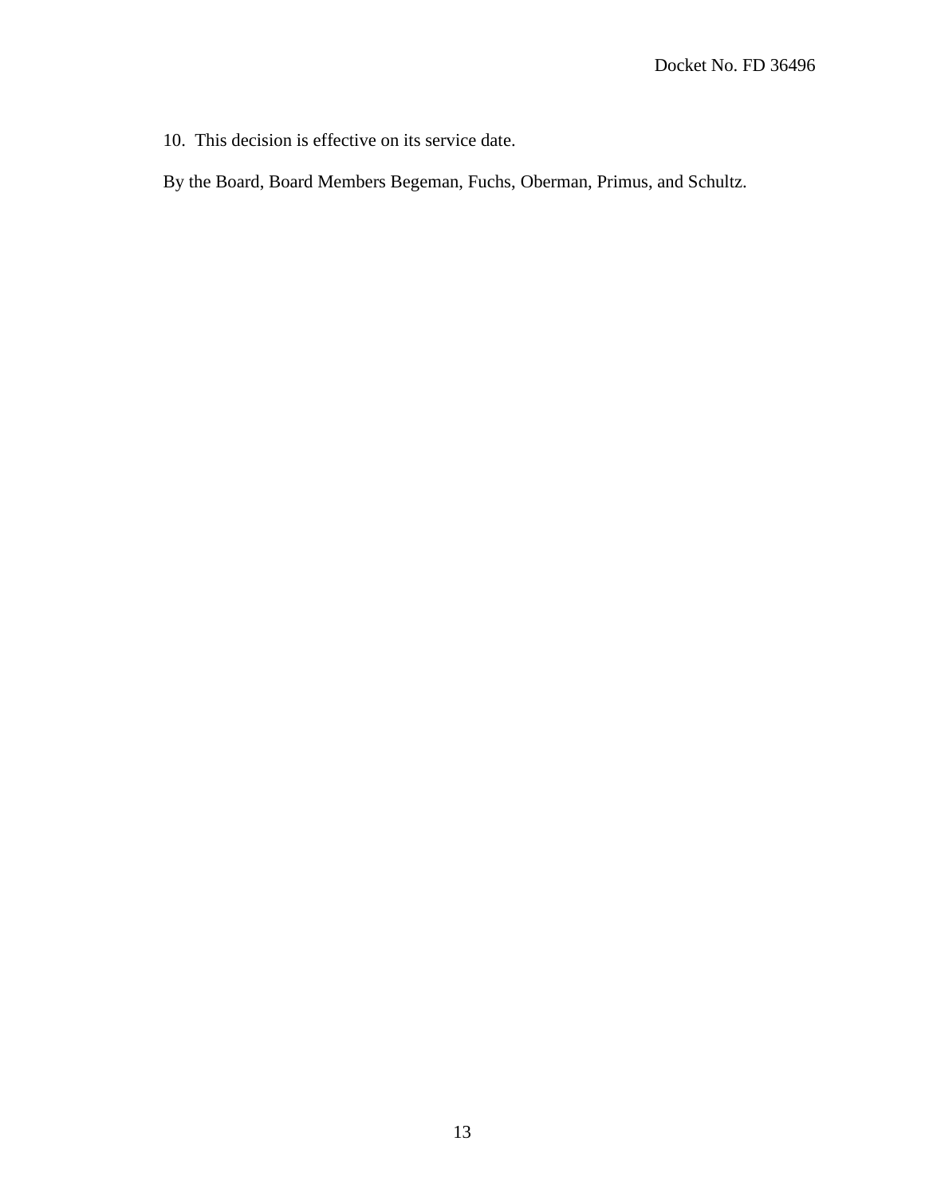10. This decision is effective on its service date.

By the Board, Board Members Begeman, Fuchs, Oberman, Primus, and Schultz.